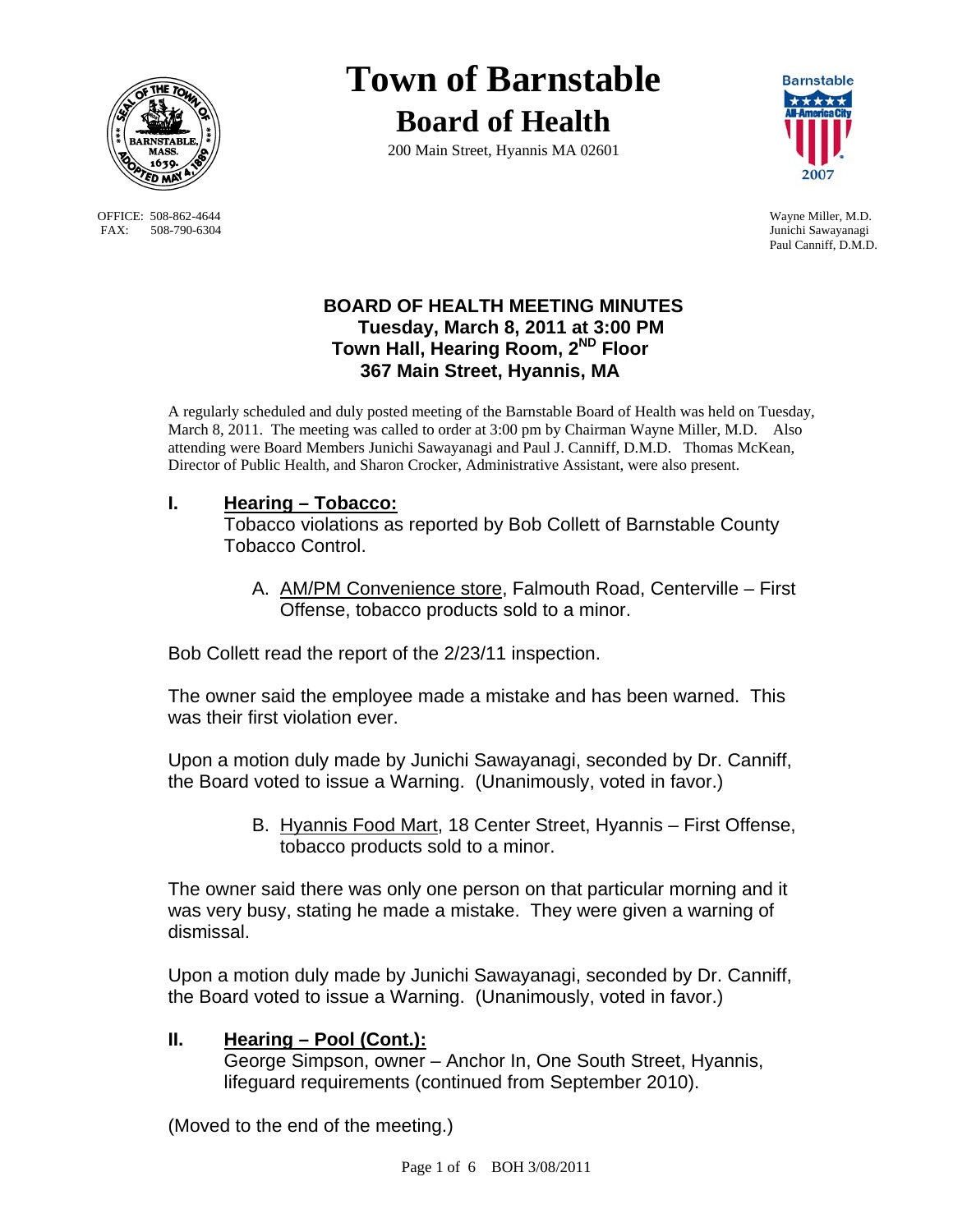# Town of Barnstable

## Board of Health

200 Main Street, Hyannis MA 02601

OFFICE: 508-862-4644
FAX: 508-790-6304

Wayne Miller, M.D.
Junichi Sawayanagi
Paul Canniff, D.M.D.

### BOARD OF HEALTH MEETING MINUTES
### Tuesday, March 8, 2011 at 3:00 PM
### Town Hall, Hearing Room, 2ND Floor
### 367 Main Street, Hyannis, MA

A regularly scheduled and duly posted meeting of the Barnstable Board of Health was held on Tuesday, March 8, 2011. The meeting was called to order at 3:00 pm by Chairman Wayne Miller, M.D. Also attending were Board Members Junichi Sawayanagi and Paul J. Canniff, D.M.D. Thomas McKean, Director of Public Health, and Sharon Crocker, Administrative Assistant, were also present.

**I. Hearing – Tobacco:**
Tobacco violations as reported by Bob Collett of Barnstable County Tobacco Control.

A. AM/PM Convenience store, Falmouth Road, Centerville – First Offense, tobacco products sold to a minor.

Bob Collett read the report of the 2/23/11 inspection.

The owner said the employee made a mistake and has been warned. This was their first violation ever.

Upon a motion duly made by Junichi Sawayanagi, seconded by Dr. Canniff, the Board voted to issue a Warning. (Unanimously, voted in favor.)

B. Hyannis Food Mart, 18 Center Street, Hyannis – First Offense, tobacco products sold to a minor.

The owner said there was only one person on that particular morning and it was very busy, stating he made a mistake. They were given a warning of dismissal.

Upon a motion duly made by Junichi Sawayanagi, seconded by Dr. Canniff, the Board voted to issue a Warning. (Unanimously, voted in favor.)

**II. Hearing – Pool (Cont.):**
George Simpson, owner – Anchor In, One South Street, Hyannis, lifeguard requirements (continued from September 2010).

(Moved to the end of the meeting.)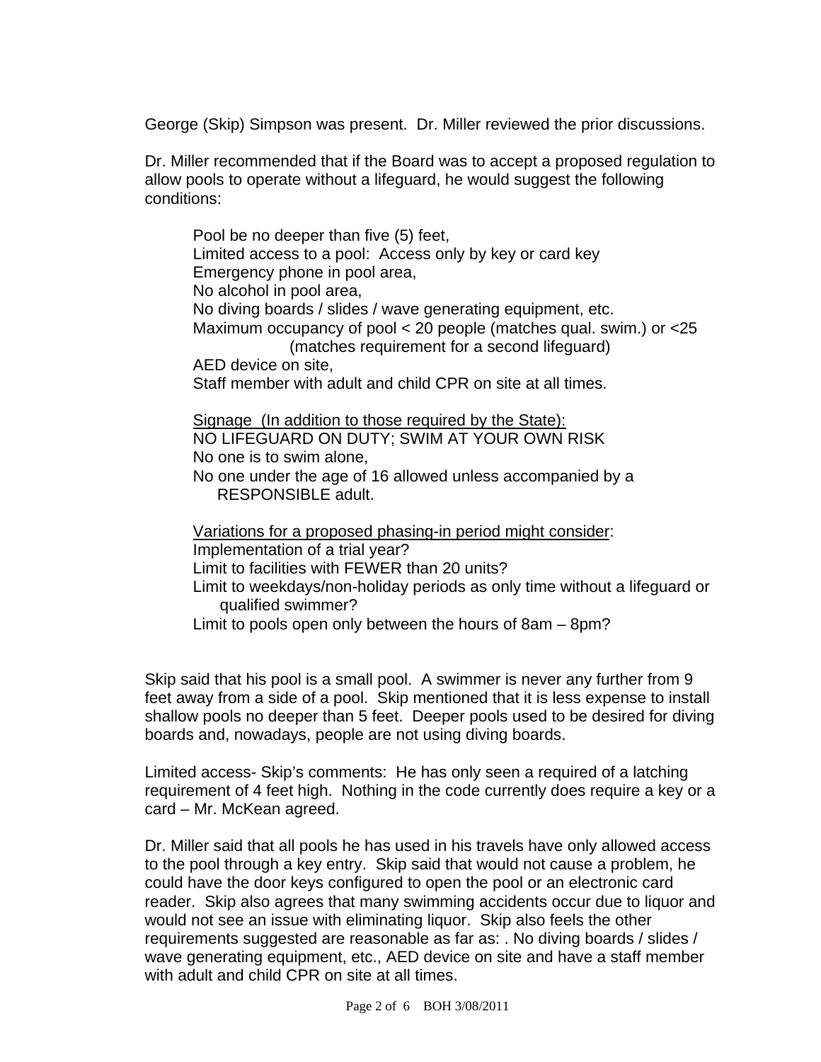George (Skip) Simpson was present. Dr. Miller reviewed the prior discussions.

Dr. Miller recommended that if the Board was to accept a proposed regulation to allow pools to operate without a lifeguard, he would suggest the following conditions:

Pool be no deeper than five (5) feet,
Limited access to a pool: Access only by key or card key
Emergency phone in pool area,
No alcohol in pool area,
No diving boards / slides / wave generating equipment, etc.
Maximum occupancy of pool < 20 people (matches qual. swim.) or <25 (matches requirement for a second lifeguard)
AED device on site,
Staff member with adult and child CPR on site at all times.

<u>Signage (In addition to those required by the State):</u>
NO LIFEGUARD ON DUTY; SWIM AT YOUR OWN RISK
No one is to swim alone,
No one under the age of 16 allowed unless accompanied by a RESPONSIBLE adult.

<u>Variations for a proposed phasing-in period might consider</u>:
Implementation of a trial year?
Limit to facilities with FEWER than 20 units?
Limit to weekdays/non-holiday periods as only time without a lifeguard or qualified swimmer?
Limit to pools open only between the hours of 8am – 8pm?

Skip said that his pool is a small pool. A swimmer is never any further from 9 feet away from a side of a pool. Skip mentioned that it is less expense to install shallow pools no deeper than 5 feet. Deeper pools used to be desired for diving boards and, nowadays, people are not using diving boards.

Limited access- Skip's comments: He has only seen a required of a latching requirement of 4 feet high. Nothing in the code currently does require a key or a card – Mr. McKean agreed.

Dr. Miller said that all pools he has used in his travels have only allowed access to the pool through a key entry. Skip said that would not cause a problem, he could have the door keys configured to open the pool or an electronic card reader. Skip also agrees that many swimming accidents occur due to liquor and would not see an issue with eliminating liquor. Skip also feels the other requirements suggested are reasonable as far as: . No diving boards / slides / wave generating equipment, etc., AED device on site and have a staff member with adult and child CPR on site at all times.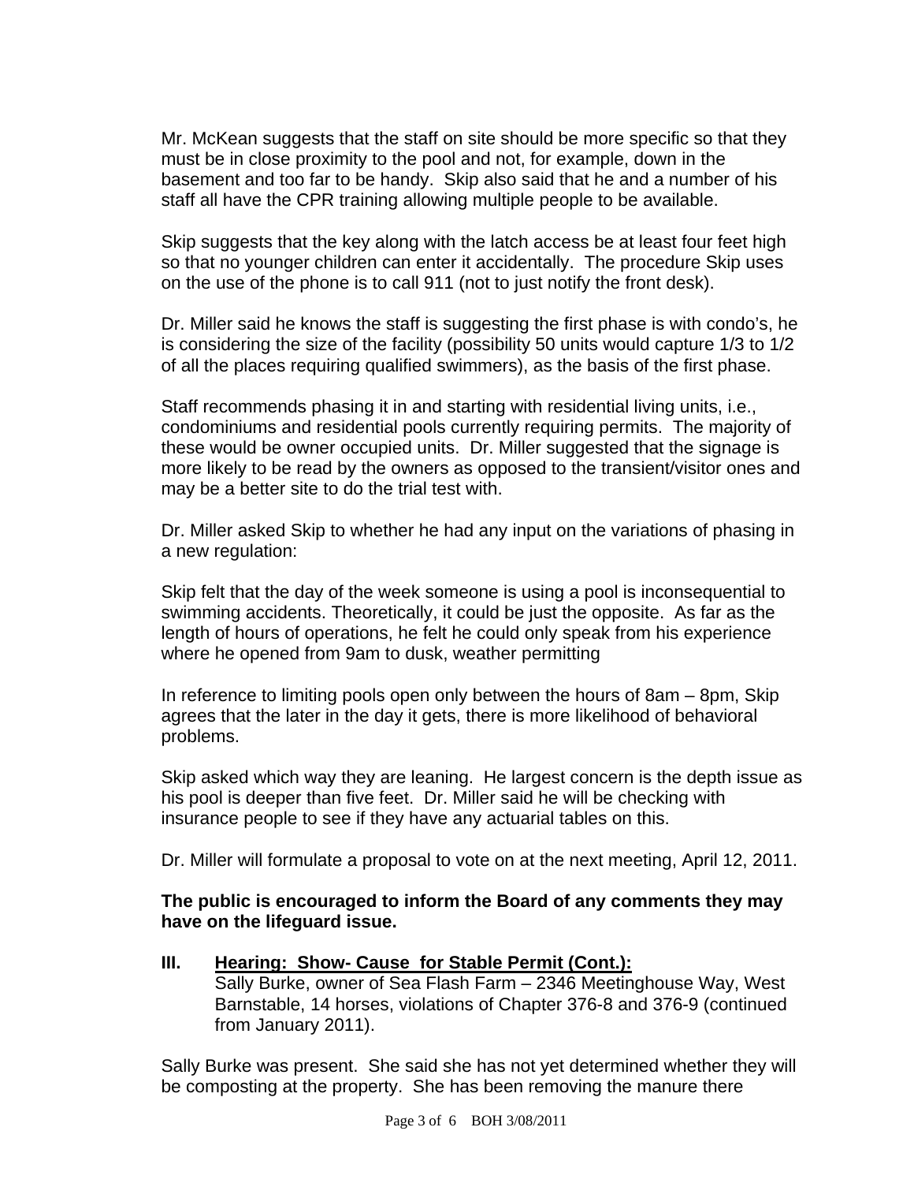Mr. McKean suggests that the staff on site should be more specific so that they must be in close proximity to the pool and not, for example, down in the basement and too far to be handy. Skip also said that he and a number of his staff all have the CPR training allowing multiple people to be available.

Skip suggests that the key along with the latch access be at least four feet high so that no younger children can enter it accidentally. The procedure Skip uses on the use of the phone is to call 911 (not to just notify the front desk).

Dr. Miller said he knows the staff is suggesting the first phase is with condo's, he is considering the size of the facility (possibility 50 units would capture 1/3 to 1/2 of all the places requiring qualified swimmers), as the basis of the first phase.

Staff recommends phasing it in and starting with residential living units, i.e., condominiums and residential pools currently requiring permits. The majority of these would be owner occupied units. Dr. Miller suggested that the signage is more likely to be read by the owners as opposed to the transient/visitor ones and may be a better site to do the trial test with.

Dr. Miller asked Skip to whether he had any input on the variations of phasing in a new regulation:

Skip felt that the day of the week someone is using a pool is inconsequential to swimming accidents. Theoretically, it could be just the opposite. As far as the length of hours of operations, he felt he could only speak from his experience where he opened from 9am to dusk, weather permitting

In reference to limiting pools open only between the hours of 8am – 8pm, Skip agrees that the later in the day it gets, there is more likelihood of behavioral problems.

Skip asked which way they are leaning. He largest concern is the depth issue as his pool is deeper than five feet. Dr. Miller said he will be checking with insurance people to see if they have any actuarial tables on this.

Dr. Miller will formulate a proposal to vote on at the next meeting, April 12, 2011.

**The public is encouraged to inform the Board of any comments they may have on the lifeguard issue.**

**III. Hearing: Show- Cause for Stable Permit (Cont.):**
Sally Burke, owner of Sea Flash Farm – 2346 Meetinghouse Way, West Barnstable, 14 horses, violations of Chapter 376-8 and 376-9 (continued from January 2011).

Sally Burke was present. She said she has not yet determined whether they will be composting at the property. She has been removing the manure there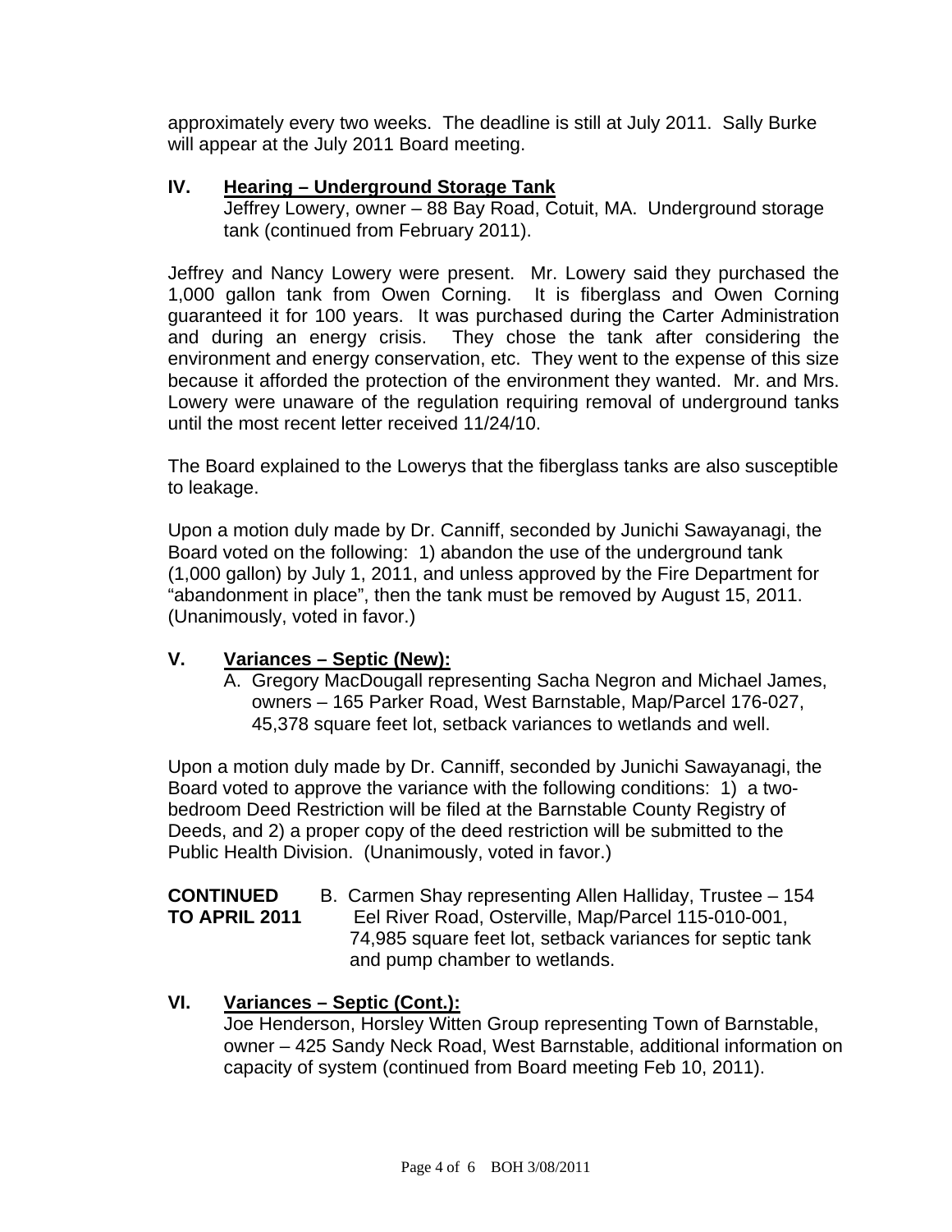approximately every two weeks. The deadline is still at July 2011. Sally Burke will appear at the July 2011 Board meeting.

## IV. Hearing – Underground Storage Tank

Jeffrey Lowery, owner – 88 Bay Road, Cotuit, MA. Underground storage tank (continued from February 2011).

Jeffrey and Nancy Lowery were present. Mr. Lowery said they purchased the 1,000 gallon tank from Owen Corning. It is fiberglass and Owen Corning guaranteed it for 100 years. It was purchased during the Carter Administration and during an energy crisis. They chose the tank after considering the environment and energy conservation, etc. They went to the expense of this size because it afforded the protection of the environment they wanted. Mr. and Mrs. Lowery were unaware of the regulation requiring removal of underground tanks until the most recent letter received 11/24/10.

The Board explained to the Lowerys that the fiberglass tanks are also susceptible to leakage.

Upon a motion duly made by Dr. Canniff, seconded by Junichi Sawayanagi, the Board voted on the following: 1) abandon the use of the underground tank (1,000 gallon) by July 1, 2011, and unless approved by the Fire Department for "abandonment in place", then the tank must be removed by August 15, 2011. (Unanimously, voted in favor.)

## V. Variances – Septic (New):

A. Gregory MacDougall representing Sacha Negron and Michael James, owners – 165 Parker Road, West Barnstable, Map/Parcel 176-027, 45,378 square feet lot, setback variances to wetlands and well.

Upon a motion duly made by Dr. Canniff, seconded by Junichi Sawayanagi, the Board voted to approve the variance with the following conditions: 1) a two-bedroom Deed Restriction will be filed at the Barnstable County Registry of Deeds, and 2) a proper copy of the deed restriction will be submitted to the Public Health Division. (Unanimously, voted in favor.)

**CONTINUED TO APRIL 2011** B. Carmen Shay representing Allen Halliday, Trustee – 154 Eel River Road, Osterville, Map/Parcel 115-010-001, 74,985 square feet lot, setback variances for septic tank and pump chamber to wetlands.

## VI. Variances – Septic (Cont.):

Joe Henderson, Horsley Witten Group representing Town of Barnstable, owner – 425 Sandy Neck Road, West Barnstable, additional information on capacity of system (continued from Board meeting Feb 10, 2011).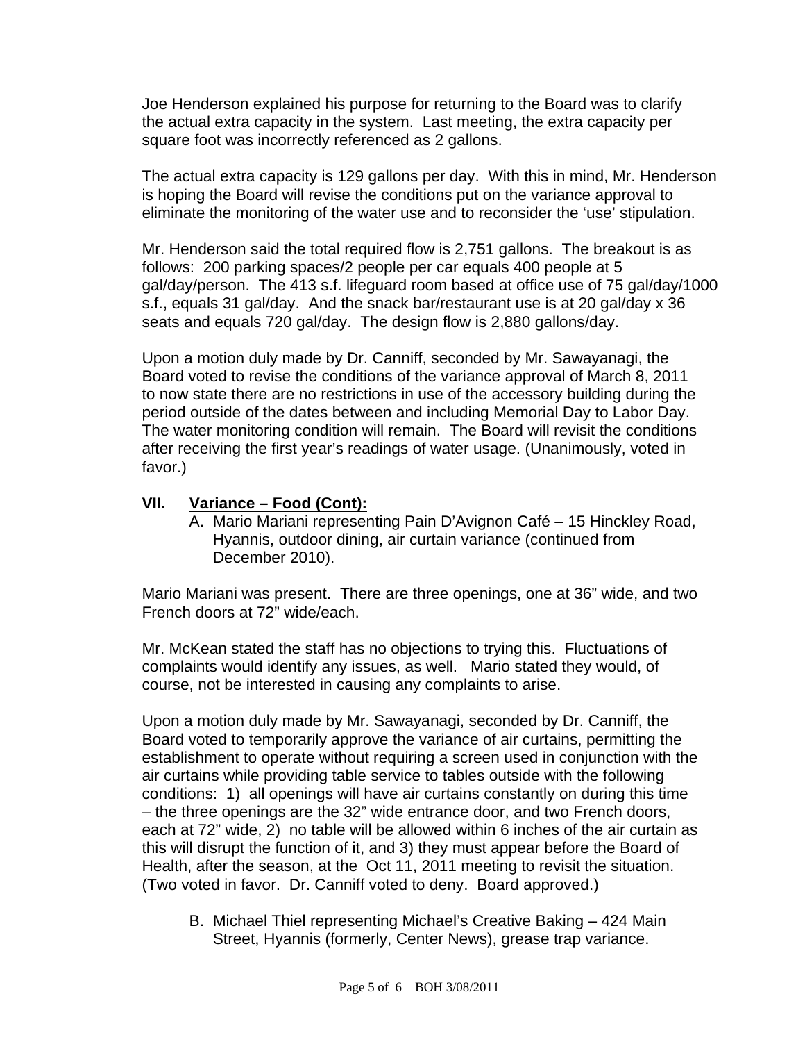Joe Henderson explained his purpose for returning to the Board was to clarify the actual extra capacity in the system. Last meeting, the extra capacity per square foot was incorrectly referenced as 2 gallons.

The actual extra capacity is 129 gallons per day. With this in mind, Mr. Henderson is hoping the Board will revise the conditions put on the variance approval to eliminate the monitoring of the water use and to reconsider the 'use' stipulation.

Mr. Henderson said the total required flow is 2,751 gallons. The breakout is as follows: 200 parking spaces/2 people per car equals 400 people at 5 gal/day/person. The 413 s.f. lifeguard room based at office use of 75 gal/day/1000 s.f., equals 31 gal/day. And the snack bar/restaurant use is at 20 gal/day x 36 seats and equals 720 gal/day. The design flow is 2,880 gallons/day.

Upon a motion duly made by Dr. Canniff, seconded by Mr. Sawayanagi, the Board voted to revise the conditions of the variance approval of March 8, 2011 to now state there are no restrictions in use of the accessory building during the period outside of the dates between and including Memorial Day to Labor Day. The water monitoring condition will remain. The Board will revisit the conditions after receiving the first year's readings of water usage. (Unanimously, voted in favor.)

## VII. Variance – Food (Cont):

A. Mario Mariani representing Pain D'Avignon Café – 15 Hinckley Road, Hyannis, outdoor dining, air curtain variance (continued from December 2010).

Mario Mariani was present. There are three openings, one at 36" wide, and two French doors at 72" wide/each.

Mr. McKean stated the staff has no objections to trying this. Fluctuations of complaints would identify any issues, as well. Mario stated they would, of course, not be interested in causing any complaints to arise.

Upon a motion duly made by Mr. Sawayanagi, seconded by Dr. Canniff, the Board voted to temporarily approve the variance of air curtains, permitting the establishment to operate without requiring a screen used in conjunction with the air curtains while providing table service to tables outside with the following conditions: 1) all openings will have air curtains constantly on during this time – the three openings are the 32" wide entrance door, and two French doors, each at 72" wide, 2) no table will be allowed within 6 inches of the air curtain as this will disrupt the function of it, and 3) they must appear before the Board of Health, after the season, at the Oct 11, 2011 meeting to revisit the situation. (Two voted in favor. Dr. Canniff voted to deny. Board approved.)

B. Michael Thiel representing Michael's Creative Baking – 424 Main Street, Hyannis (formerly, Center News), grease trap variance.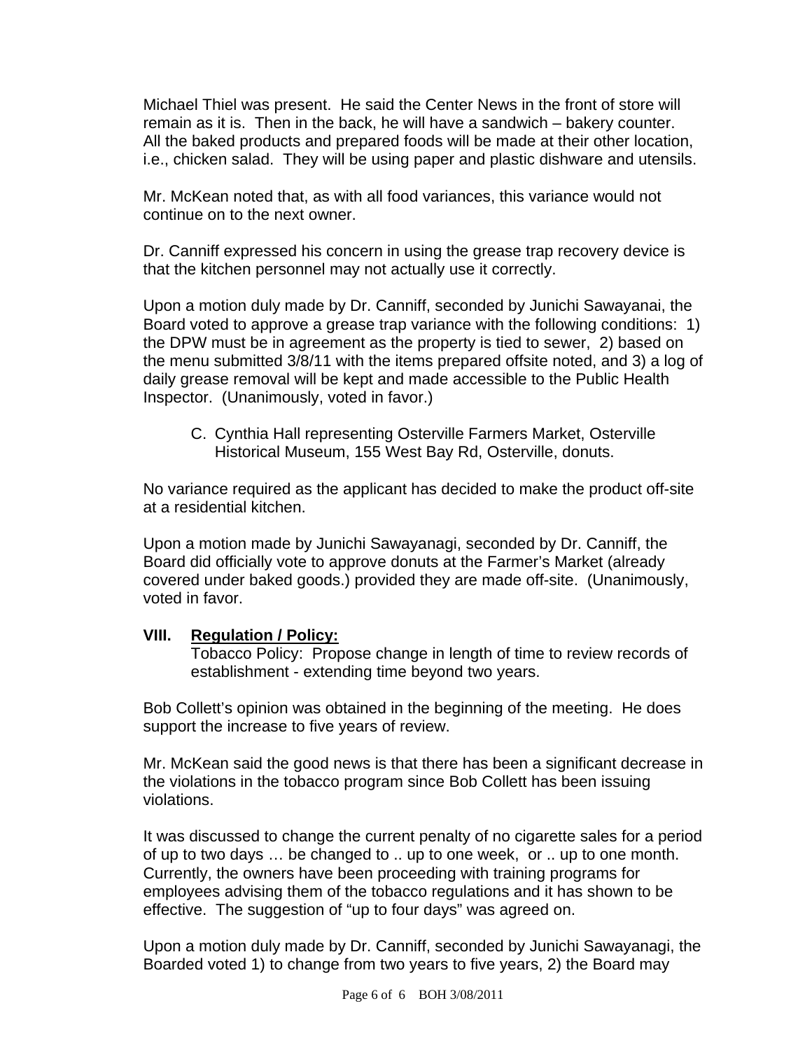Michael Thiel was present. He said the Center News in the front of store will remain as it is. Then in the back, he will have a sandwich – bakery counter. All the baked products and prepared foods will be made at their other location, i.e., chicken salad. They will be using paper and plastic dishware and utensils.

Mr. McKean noted that, as with all food variances, this variance would not continue on to the next owner.

Dr. Canniff expressed his concern in using the grease trap recovery device is that the kitchen personnel may not actually use it correctly.

Upon a motion duly made by Dr. Canniff, seconded by Junichi Sawayanai, the Board voted to approve a grease trap variance with the following conditions: 1) the DPW must be in agreement as the property is tied to sewer, 2) based on the menu submitted 3/8/11 with the items prepared offsite noted, and 3) a log of daily grease removal will be kept and made accessible to the Public Health Inspector. (Unanimously, voted in favor.)

C. Cynthia Hall representing Osterville Farmers Market, Osterville Historical Museum, 155 West Bay Rd, Osterville, donuts.

No variance required as the applicant has decided to make the product off-site at a residential kitchen.

Upon a motion made by Junichi Sawayanagi, seconded by Dr. Canniff, the Board did officially vote to approve donuts at the Farmer's Market (already covered under baked goods.) provided they are made off-site. (Unanimously, voted in favor.

**VIII. Regulation / Policy:**

Tobacco Policy: Propose change in length of time to review records of establishment - extending time beyond two years.

Bob Collett's opinion was obtained in the beginning of the meeting. He does support the increase to five years of review.

Mr. McKean said the good news is that there has been a significant decrease in the violations in the tobacco program since Bob Collett has been issuing violations.

It was discussed to change the current penalty of no cigarette sales for a period of up to two days … be changed to .. up to one week, or .. up to one month. Currently, the owners have been proceeding with training programs for employees advising them of the tobacco regulations and it has shown to be effective. The suggestion of "up to four days" was agreed on.

Upon a motion duly made by Dr. Canniff, seconded by Junichi Sawayanagi, the Boarded voted 1) to change from two years to five years, 2) the Board may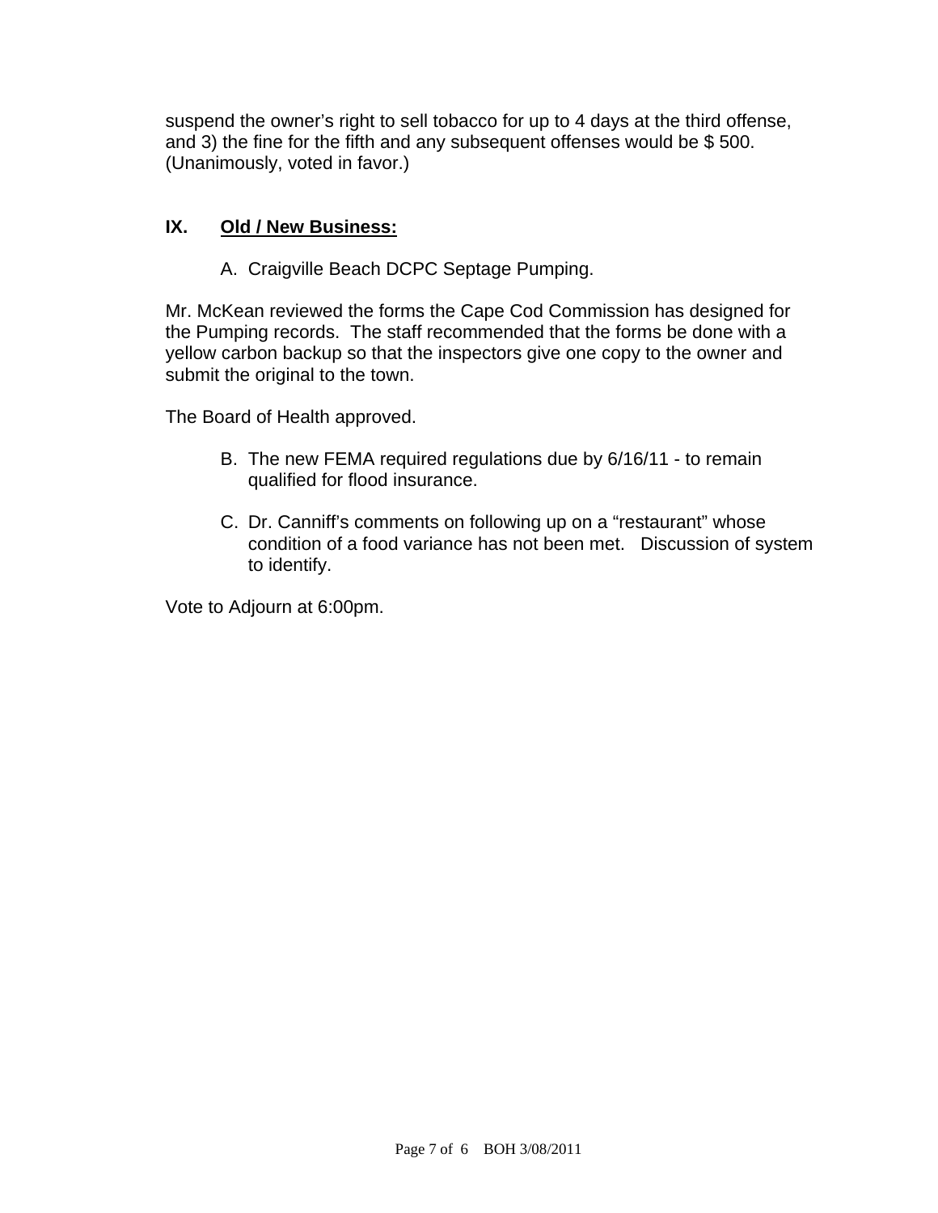suspend the owner's right to sell tobacco for up to 4 days at the third offense, and 3) the fine for the fifth and any subsequent offenses would be $ 500. (Unanimously, voted in favor.)

## IX. Old / New Business:

A. Craigville Beach DCPC Septage Pumping.

Mr. McKean reviewed the forms the Cape Cod Commission has designed for the Pumping records. The staff recommended that the forms be done with a yellow carbon backup so that the inspectors give one copy to the owner and submit the original to the town.

The Board of Health approved.

B. The new FEMA required regulations due by 6/16/11 - to remain qualified for flood insurance.

C. Dr. Canniff's comments on following up on a "restaurant" whose condition of a food variance has not been met. Discussion of system to identify.

Vote to Adjourn at 6:00pm.